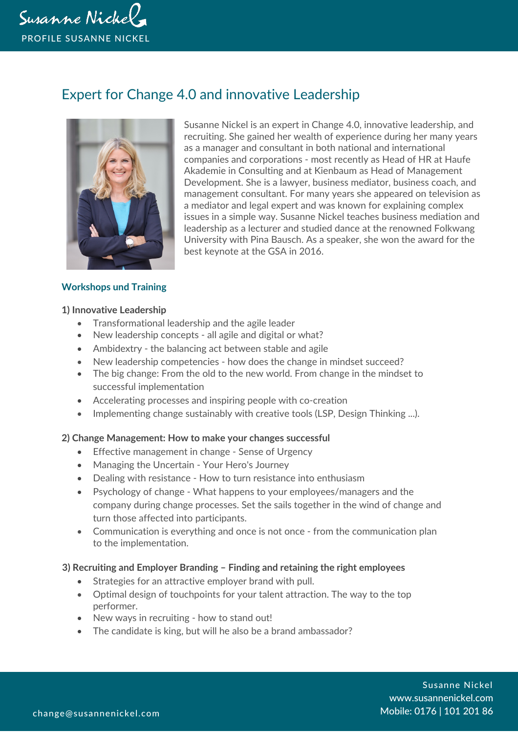Susanne Nickel

PROFILE SUSANNE NICKEL

# Expert for Change 4.0 and innovative Leadership

Susanne Nickel is an expert in Change 4.0, innovative leadership, and recruiting. She gained her wealth of experience during her many years as a manager and consultant in both national and international companies and corporations - most recently as Head of HR at Haufe Akademie in Consulting and at Kienbaum as Head of Management Development. She is a lawyer, business mediator, business coach, and management consultant. For many years she appeared on television as a mediator and legal expert and was known for explaining complex issues in a simple way. Susanne Nickel teaches business mediation and leadership as a lecturer and studied dance at the renowned Folkwang University with Pina Bausch. As a speaker, she won the award for the best keynote at the GSA in 2016.

## Workshops und Training

### 1) Innovative Leadership

- Transformational leadership and the agile leader
- New leadership concepts - all agile and digital or what?
- Ambidextry - the balancing act between stable and agile
- New leadership competencies - how does the change in mindset succeed?
- The big change: From the old to the new world. From change in the mindset to successful implementation
- Accelerating processes and inspiring people with co-creation
- Implementing change sustainably with creative tools (LSP, Design Thinking ...).

### 2) Change Management: How to make your changes successful

- Effective management in change - Sense of Urgency
- Managing the Uncertain - Your Hero's Journey
- Dealing with resistance - How to turn resistance into enthusiasm
- Psychology of change - What happens to your employees/managers and the company during change processes. Set the sails together in the wind of change and turn those affected into participants.
- Communication is everything and once is not once - from the communication plan to the implementation.

### 3) Recruiting and Employer Branding – Finding and retaining the right employees

- Strategies for an attractive employer brand with pull.
- Optimal design of touchpoints for your talent attraction. The way to the top performer.
- New ways in recruiting - how to stand out!
- The candidate is king, but will he also be a brand ambassador?

change@susannenickel.com

Susanne Nickel
www.susannenickel.com
Mobile: 0176 | 101 201 86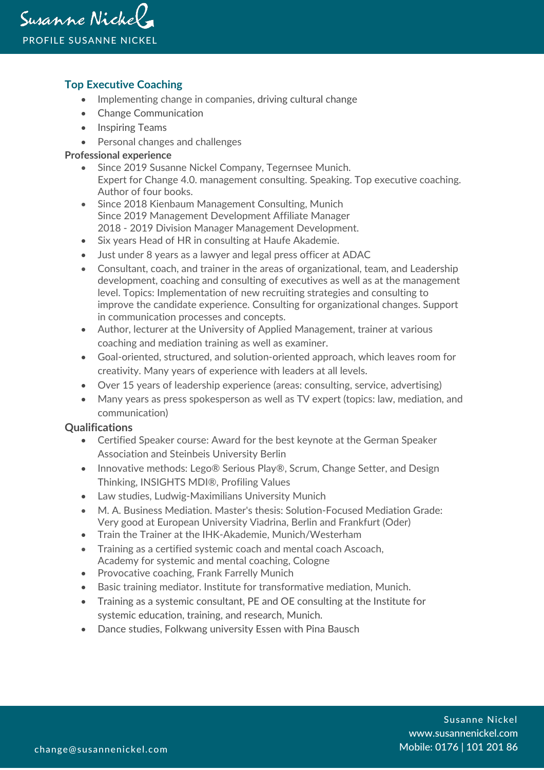Susanne Nickel

PROFILE SUSANNE NICKEL

## Top Executive Coaching

- Implementing change in companies, driving cultural change
- Change Communication
- Inspiring Teams
- Personal changes and challenges

### Professional experience

- Since 2019 Susanne Nickel Company, Tegernsee Munich.
  Expert for Change 4.0. management consulting. Speaking. Top executive coaching. Author of four books.
- Since 2018 Kienbaum Management Consulting, Munich
  Since 2019 Management Development Affiliate Manager
  2018 - 2019 Division Manager Management Development.
- Six years Head of HR in consulting at Haufe Akademie.
- Just under 8 years as a lawyer and legal press officer at ADAC
- Consultant, coach, and trainer in the areas of organizational, team, and Leadership development, coaching and consulting of executives as well as at the management level. Topics: Implementation of new recruiting strategies and consulting to improve the candidate experience. Consulting for organizational changes. Support in communication processes and concepts.
- Author, lecturer at the University of Applied Management, trainer at various coaching and mediation training as well as examiner.
- Goal-oriented, structured, and solution-oriented approach, which leaves room for creativity. Many years of experience with leaders at all levels.
- Over 15 years of leadership experience (areas: consulting, service, advertising)
- Many years as press spokesperson as well as TV expert (topics: law, mediation, and communication)

### Qualifications

- Certified Speaker course: Award for the best keynote at the German Speaker Association and Steinbeis University Berlin
- Innovative methods: Lego® Serious Play®, Scrum, Change Setter, and Design Thinking, INSIGHTS MDI®, Profiling Values
- Law studies, Ludwig-Maximilians University Munich
- M. A. Business Mediation. Master's thesis: Solution-Focused Mediation Grade: Very good at European University Viadrina, Berlin and Frankfurt (Oder)
- Train the Trainer at the IHK-Akademie, Munich/Westerham
- Training as a certified systemic coach and mental coach Ascoach, Academy for systemic and mental coaching, Cologne
- Provocative coaching, Frank Farrelly Munich
- Basic training mediator. Institute for transformative mediation, Munich.
- Training as a systemic consultant, PE and OE consulting at the Institute for systemic education, training, and research, Munich.
- Dance studies, Folkwang university Essen with Pina Bausch

change@susannenickel.com

Susanne Nickel
www.susannenickel.com
Mobile: 0176 | 101 201 86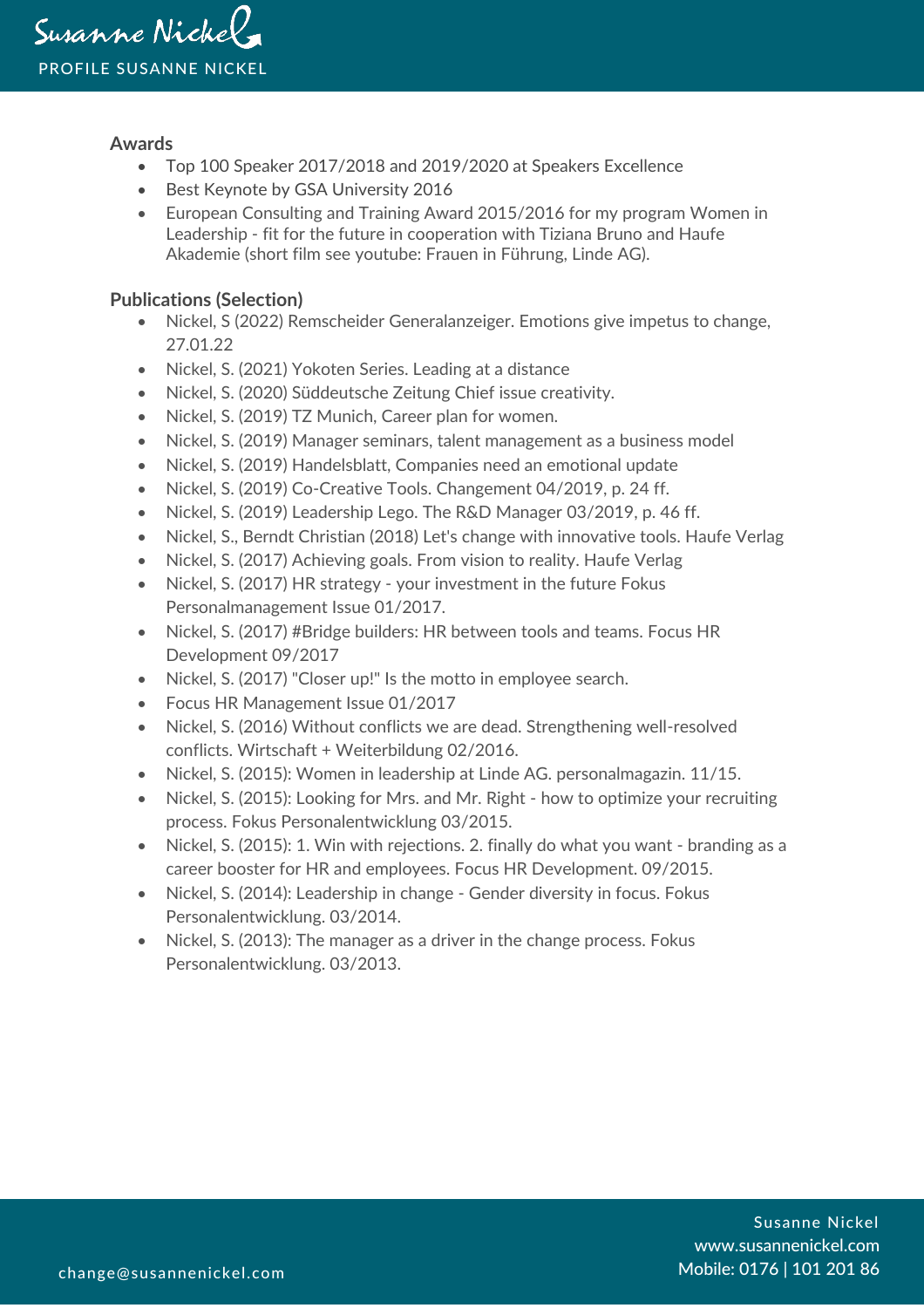## Awards

- Top 100 Speaker 2017/2018 and 2019/2020 at Speakers Excellence
- Best Keynote by GSA University 2016
- European Consulting and Training Award 2015/2016 for my program Women in Leadership - fit for the future in cooperation with Tiziana Bruno and Haufe Akademie (short film see youtube: Frauen in Führung, Linde AG).

## Publications (Selection)

- Nickel, S (2022) Remscheider Generalanzeiger. Emotions give impetus to change, 27.01.22
- Nickel, S. (2021) Yokoten Series. Leading at a distance
- Nickel, S. (2020) Süddeutsche Zeitung Chief issue creativity.
- Nickel, S. (2019) TZ Munich, Career plan for women.
- Nickel, S. (2019) Manager seminars, talent management as a business model
- Nickel, S. (2019) Handelsblatt, Companies need an emotional update
- Nickel, S. (2019) Co-Creative Tools. Changement 04/2019, p. 24 ff.
- Nickel, S. (2019) Leadership Lego. The R&D Manager 03/2019, p. 46 ff.
- Nickel, S., Berndt Christian (2018) Let's change with innovative tools. Haufe Verlag
- Nickel, S. (2017) Achieving goals. From vision to reality. Haufe Verlag
- Nickel, S. (2017) HR strategy - your investment in the future Fokus Personalmanagement Issue 01/2017.
- Nickel, S. (2017) #Bridge builders: HR between tools and teams. Focus HR Development 09/2017
- Nickel, S. (2017) "Closer up!" Is the motto in employee search.
- Focus HR Management Issue 01/2017
- Nickel, S. (2016) Without conflicts we are dead. Strengthening well-resolved conflicts. Wirtschaft + Weiterbildung 02/2016.
- Nickel, S. (2015): Women in leadership at Linde AG. personalmagazin. 11/15.
- Nickel, S. (2015): Looking for Mrs. and Mr. Right - how to optimize your recruiting process. Fokus Personalentwicklung 03/2015.
- Nickel, S. (2015): 1. Win with rejections. 2. finally do what you want - branding as a career booster for HR and employees. Focus HR Development. 09/2015.
- Nickel, S. (2014): Leadership in change - Gender diversity in focus. Fokus Personalentwicklung. 03/2014.
- Nickel, S. (2013): The manager as a driver in the change process. Fokus Personalentwicklung. 03/2013.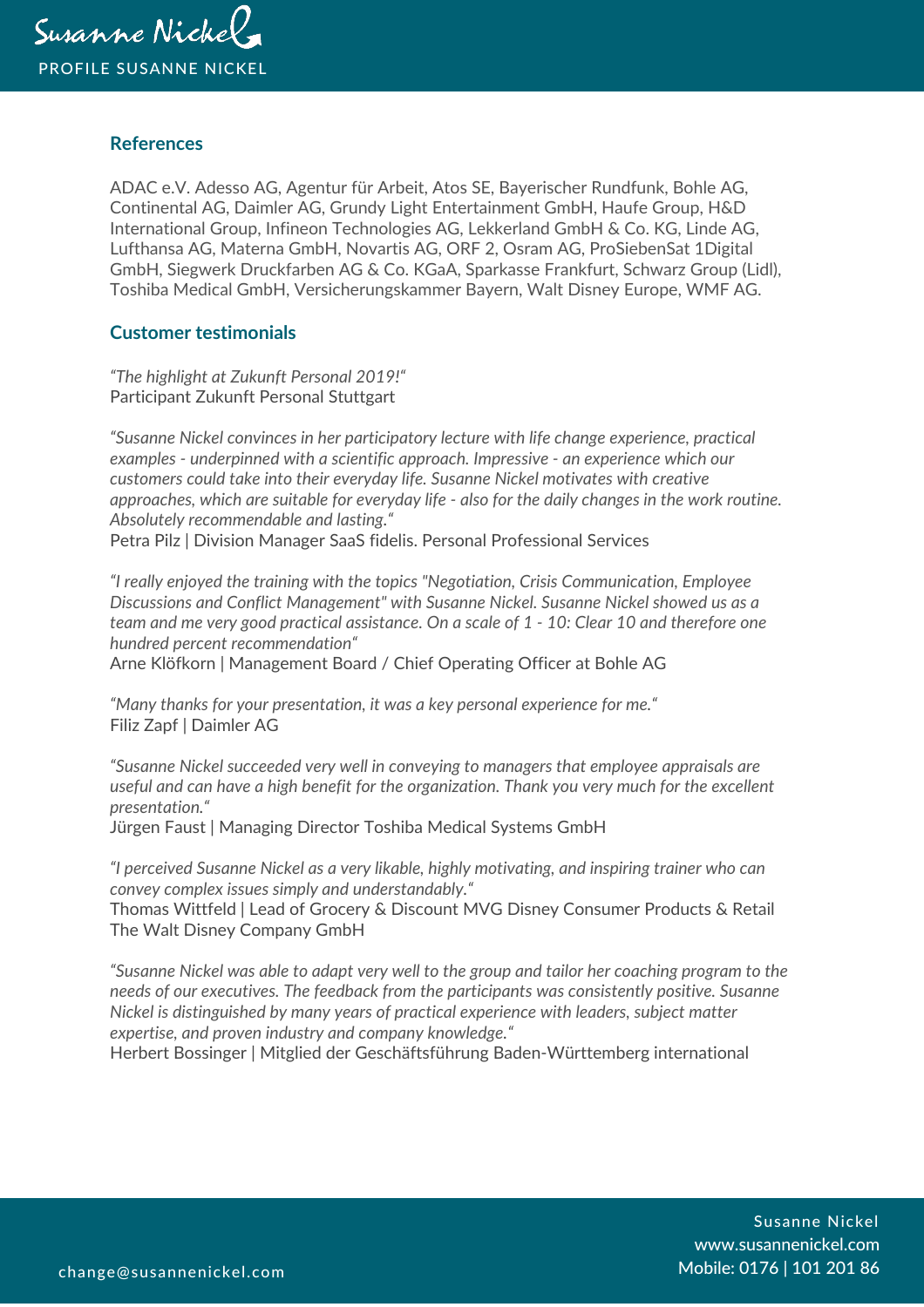## References

ADAC e.V. Adesso AG, Agentur für Arbeit, Atos SE, Bayerischer Rundfunk, Bohle AG, Continental AG, Daimler AG, Grundy Light Entertainment GmbH, Haufe Group, H&D International Group, Infineon Technologies AG, Lekkerland GmbH & Co. KG, Linde AG, Lufthansa AG, Materna GmbH, Novartis AG, ORF 2, Osram AG, ProSiebenSat 1Digital GmbH, Siegwerk Druckfarben AG & Co. KGaA, Sparkasse Frankfurt, Schwarz Group (Lidl), Toshiba Medical GmbH, Versicherungskammer Bayern, Walt Disney Europe, WMF AG.

## Customer testimonials

*“The highlight at Zukunft Personal 2019!“*
Participant Zukunft Personal Stuttgart

*“Susanne Nickel convinces in her participatory lecture with life change experience, practical examples - underpinned with a scientific approach. Impressive - an experience which our customers could take into their everyday life. Susanne Nickel motivates with creative approaches, which are suitable for everyday life - also for the daily changes in the work routine. Absolutely recommendable and lasting.“*
Petra Pilz | Division Manager SaaS fidelis. Personal Professional Services

*“I really enjoyed the training with the topics "Negotiation, Crisis Communication, Employee Discussions and Conflict Management" with Susanne Nickel. Susanne Nickel showed us as a team and me very good practical assistance. On a scale of 1 - 10: Clear 10 and therefore one hundred percent recommendation“*
Arne Klöfkorn | Management Board / Chief Operating Officer at Bohle AG

*“Many thanks for your presentation, it was a key personal experience for me.“*
Filiz Zapf | Daimler AG

*“Susanne Nickel succeeded very well in conveying to managers that employee appraisals are useful and can have a high benefit for the organization. Thank you very much for the excellent presentation.“*
Jürgen Faust | Managing Director Toshiba Medical Systems GmbH

*“I perceived Susanne Nickel as a very likable, highly motivating, and inspiring trainer who can convey complex issues simply and understandably.“*
Thomas Wittfeld | Lead of Grocery & Discount MVG Disney Consumer Products & Retail The Walt Disney Company GmbH

*“Susanne Nickel was able to adapt very well to the group and tailor her coaching program to the needs of our executives. The feedback from the participants was consistently positive. Susanne Nickel is distinguished by many years of practical experience with leaders, subject matter expertise, and proven industry and company knowledge.“*
Herbert Bossinger | Mitglied der Geschäftsführung Baden-Württemberg international